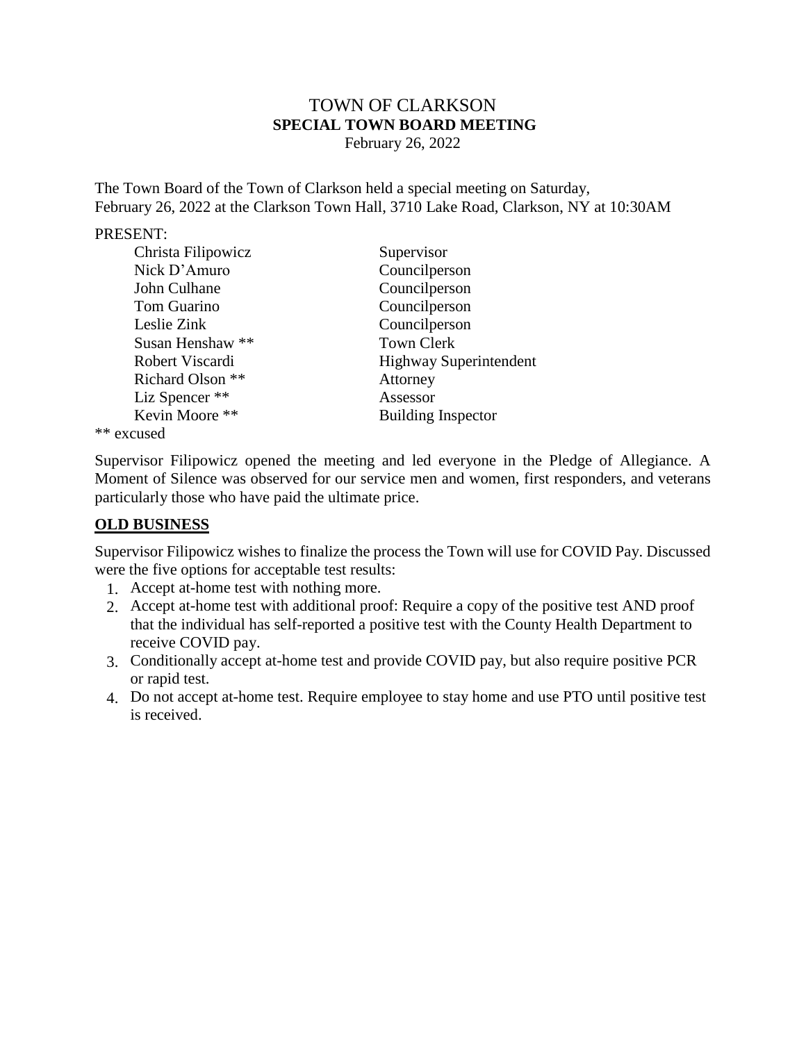# TOWN OF CLARKSON
## SPECIAL TOWN BOARD MEETING
February 26, 2022

The Town Board of the Town of Clarkson held a special meeting on Saturday, February 26, 2022 at the Clarkson Town Hall, 3710 Lake Road, Clarkson, NY at 10:30AM

PRESENT:

| | |
|---|---|
| Christa Filipowicz | Supervisor |
| Nick D'Amuro | Councilperson |
| John Culhane | Councilperson |
| Tom Guarino | Councilperson |
| Leslie Zink | Councilperson |
| Susan Henshaw ** | Town Clerk |
| Robert Viscardi | Highway Superintendent |
| Richard Olson ** | Attorney |
| Liz Spencer ** | Assessor |
| Kevin Moore ** | Building Inspector |

** excused

Supervisor Filipowicz opened the meeting and led everyone in the Pledge of Allegiance. A Moment of Silence was observed for our service men and women, first responders, and veterans particularly those who have paid the ultimate price.

**OLD BUSINESS**

Supervisor Filipowicz wishes to finalize the process the Town will use for COVID Pay. Discussed were the five options for acceptable test results:

1. Accept at-home test with nothing more.
2. Accept at-home test with additional proof: Require a copy of the positive test AND proof that the individual has self-reported a positive test with the County Health Department to receive COVID pay.
3. Conditionally accept at-home test and provide COVID pay, but also require positive PCR or rapid test.
4. Do not accept at-home test. Require employee to stay home and use PTO until positive test is received.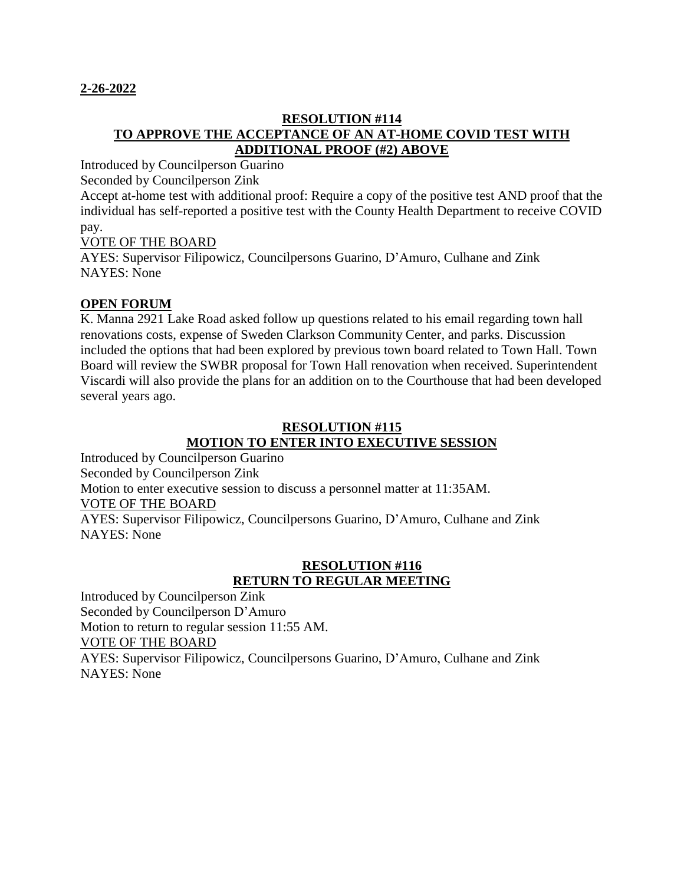**2-26-2022**

**RESOLUTION #114**
**TO APPROVE THE ACCEPTANCE OF AN AT-HOME COVID TEST WITH ADDITIONAL PROOF (#2) ABOVE**

Introduced by Councilperson Guarino
Seconded by Councilperson Zink
Accept at-home test with additional proof: Require a copy of the positive test AND proof that the individual has self-reported a positive test with the County Health Department to receive COVID pay.
VOTE OF THE BOARD
AYES: Supervisor Filipowicz, Councilpersons Guarino, D'Amuro, Culhane and Zink
NAYES: None

**OPEN FORUM**

K. Manna 2921 Lake Road asked follow up questions related to his email regarding town hall renovations costs, expense of Sweden Clarkson Community Center, and parks. Discussion included the options that had been explored by previous town board related to Town Hall. Town Board will review the SWBR proposal for Town Hall renovation when received. Superintendent Viscardi will also provide the plans for an addition on to the Courthouse that had been developed several years ago.

**RESOLUTION #115**
**MOTION TO ENTER INTO EXECUTIVE SESSION**

Introduced by Councilperson Guarino
Seconded by Councilperson Zink
Motion to enter executive session to discuss a personnel matter at 11:35AM.
VOTE OF THE BOARD
AYES: Supervisor Filipowicz, Councilpersons Guarino, D'Amuro, Culhane and Zink
NAYES: None

**RESOLUTION #116**
**RETURN TO REGULAR MEETING**

Introduced by Councilperson Zink
Seconded by Councilperson D'Amuro
Motion to return to regular session 11:55 AM.
VOTE OF THE BOARD
AYES: Supervisor Filipowicz, Councilpersons Guarino, D'Amuro, Culhane and Zink
NAYES: None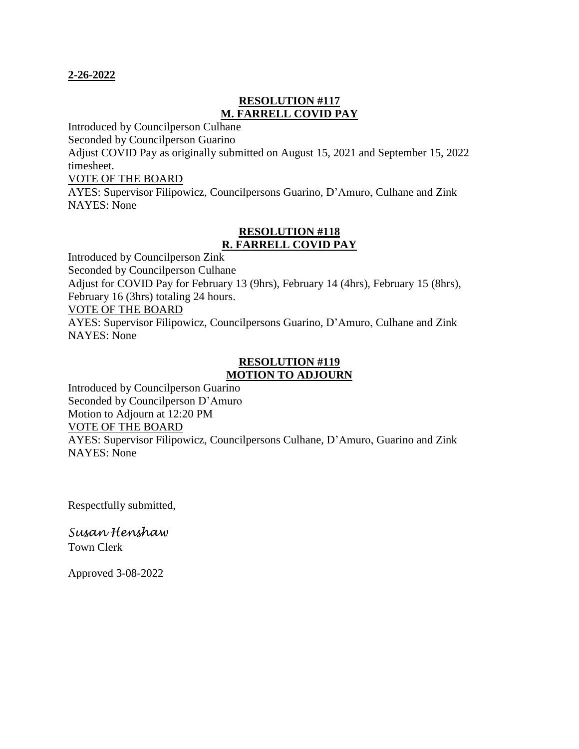**2-26-2022**

**RESOLUTION #117**
**M. FARRELL COVID PAY**

Introduced by Councilperson Culhane
Seconded by Councilperson Guarino
Adjust COVID Pay as originally submitted on August 15, 2021 and September 15, 2022 timesheet.
VOTE OF THE BOARD
AYES: Supervisor Filipowicz, Councilpersons Guarino, D'Amuro, Culhane and Zink
NAYES: None

**RESOLUTION #118**
**R. FARRELL COVID PAY**

Introduced by Councilperson Zink
Seconded by Councilperson Culhane
Adjust for COVID Pay for February 13 (9hrs), February 14 (4hrs), February 15 (8hrs), February 16 (3hrs) totaling 24 hours.
VOTE OF THE BOARD
AYES: Supervisor Filipowicz, Councilpersons Guarino, D'Amuro, Culhane and Zink
NAYES: None

**RESOLUTION #119**
**MOTION TO ADJOURN**

Introduced by Councilperson Guarino
Seconded by Councilperson D'Amuro
Motion to Adjourn at 12:20 PM
VOTE OF THE BOARD
AYES: Supervisor Filipowicz, Councilpersons Culhane, D'Amuro, Guarino and Zink
NAYES: None

Respectfully submitted,

*Susan Henshaw*
Town Clerk

Approved 3-08-2022